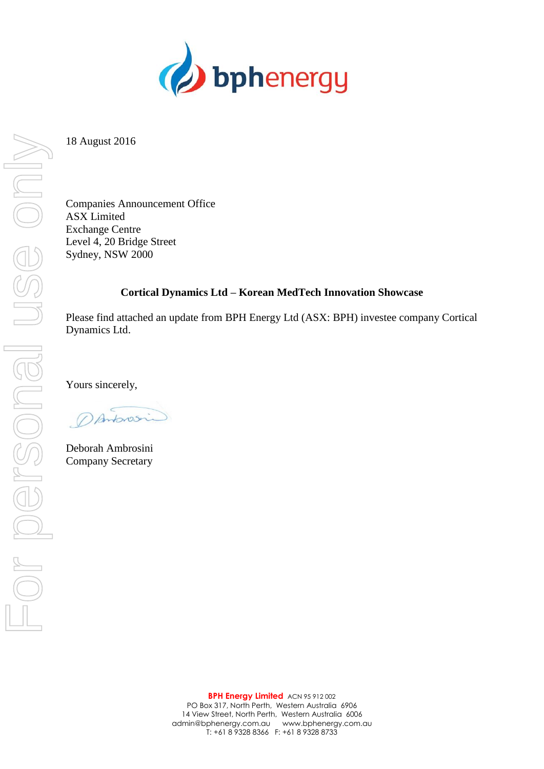18 August 2016

Companies Announcement Office
ASX Limited
Exchange Centre
Level 4, 20 Bridge Street
Sydney, NSW 2000

**Cortical Dynamics Ltd – Korean MedTech Innovation Showcase**

Please find attached an update from BPH Energy Ltd (ASX: BPH) investee company Cortical Dynamics Ltd.

Yours sincerely,

Deborah Ambrosini
Company Secretary

**BPH Energy Limited** ACN 95 912 002
PO Box 317, North Perth, Western Australia 6906
14 View Street, North Perth, Western Australia 6006
admin@bphenergy.com.au www.bphenergy.com.au
T: +61 8 9328 8366 F: +61 8 9328 8733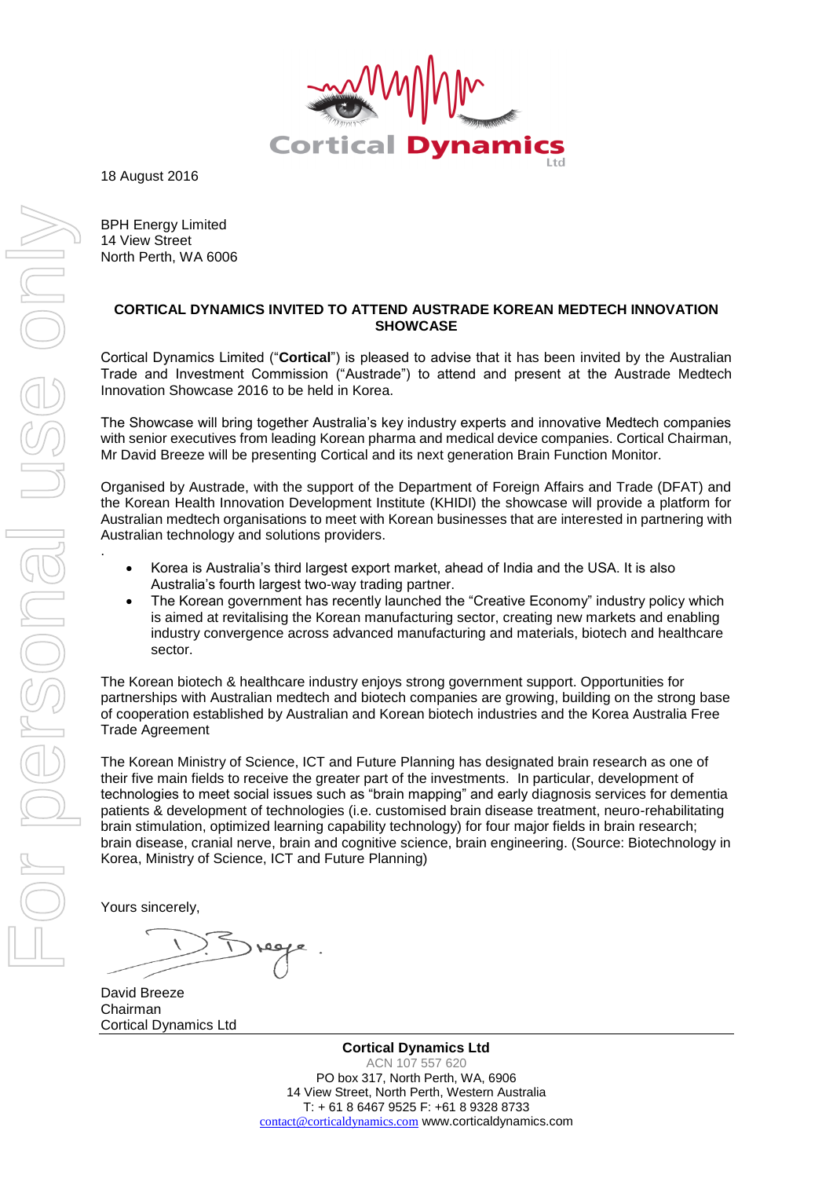18 August 2016

BPH Energy Limited
14 View Street
North Perth, WA 6006

**CORTICAL DYNAMICS INVITED TO ATTEND AUSTRADE KOREAN MEDTECH INNOVATION SHOWCASE**

Cortical Dynamics Limited ("**Cortical**") is pleased to advise that it has been invited by the Australian Trade and Investment Commission ("Austrade") to attend and present at the Austrade Medtech Innovation Showcase 2016 to be held in Korea.

The Showcase will bring together Australia's key industry experts and innovative Medtech companies with senior executives from leading Korean pharma and medical device companies. Cortical Chairman, Mr David Breeze will be presenting Cortical and its next generation Brain Function Monitor.

Organised by Austrade, with the support of the Department of Foreign Affairs and Trade (DFAT) and the Korean Health Innovation Development Institute (KHIDI) the showcase will provide a platform for Australian medtech organisations to meet with Korean businesses that are interested in partnering with Australian technology and solutions providers.

.

- Korea is Australia's third largest export market, ahead of India and the USA. It is also Australia's fourth largest two-way trading partner.
- The Korean government has recently launched the "Creative Economy" industry policy which is aimed at revitalising the Korean manufacturing sector, creating new markets and enabling industry convergence across advanced manufacturing and materials, biotech and healthcare sector.

The Korean biotech & healthcare industry enjoys strong government support. Opportunities for partnerships with Australian medtech and biotech companies are growing, building on the strong base of cooperation established by Australian and Korean biotech industries and the Korea Australia Free Trade Agreement

The Korean Ministry of Science, ICT and Future Planning has designated brain research as one of their five main fields to receive the greater part of the investments. In particular, development of technologies to meet social issues such as "brain mapping" and early diagnosis services for dementia patients & development of technologies (i.e. customised brain disease treatment, neuro-rehabilitating brain stimulation, optimized learning capability technology) for four major fields in brain research; brain disease, cranial nerve, brain and cognitive science, brain engineering. (Source: Biotechnology in Korea, Ministry of Science, ICT and Future Planning)

Yours sincerely,

David Breeze
Chairman
Cortical Dynamics Ltd

**Cortical Dynamics Ltd**
ACN 107 557 620
PO box 317, North Perth, WA, 6906
14 View Street, North Perth, Western Australia
T: + 61 8 6467 9525 F: +61 8 9328 8733
contact@corticaldynamics.com www.corticaldynamics.com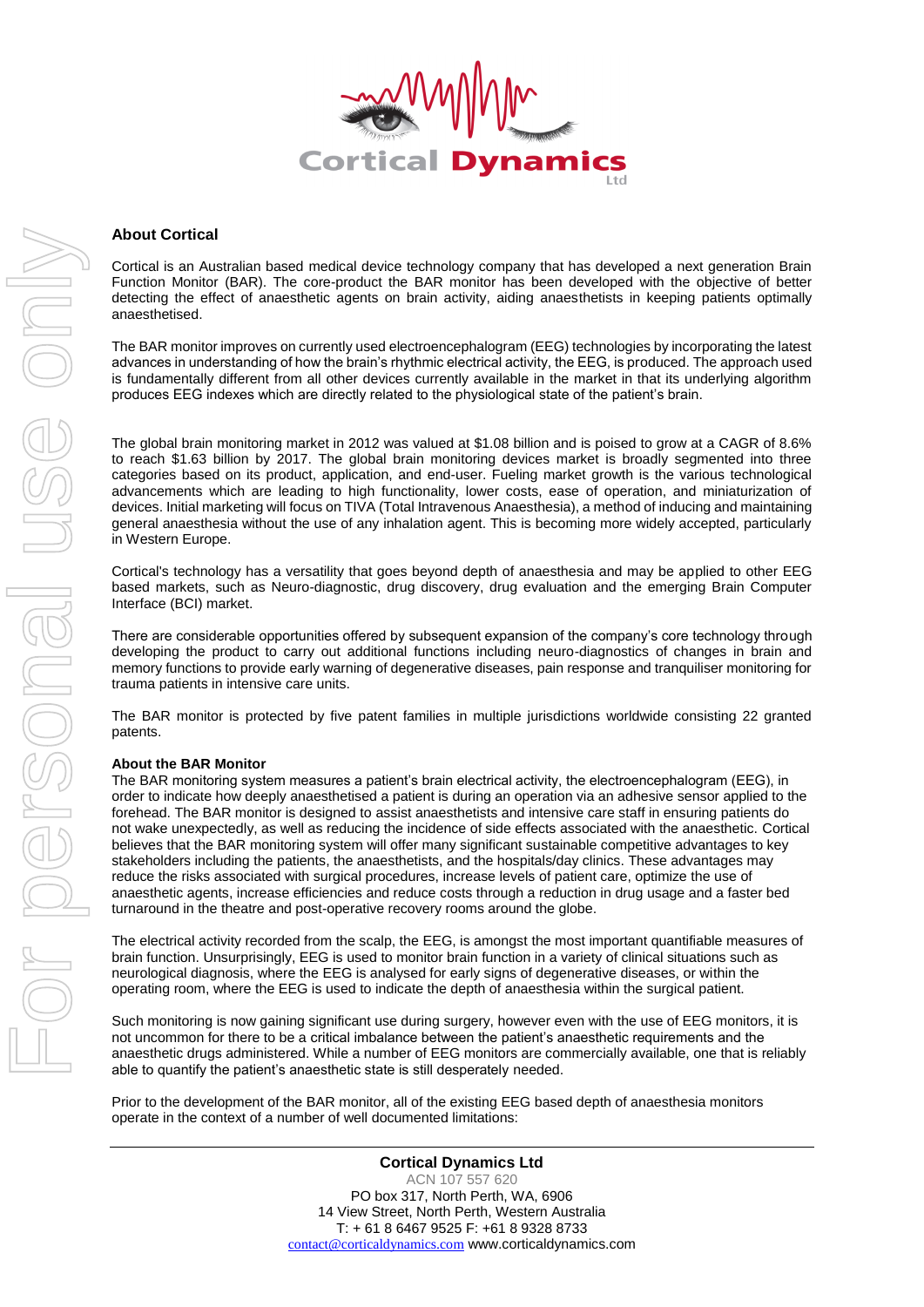## About Cortical

Cortical is an Australian based medical device technology company that has developed a next generation Brain Function Monitor (BAR). The core-product the BAR monitor has been developed with the objective of better detecting the effect of anaesthetic agents on brain activity, aiding anaesthetists in keeping patients optimally anaesthetised.

The BAR monitor improves on currently used electroencephalogram (EEG) technologies by incorporating the latest advances in understanding of how the brain's rhythmic electrical activity, the EEG, is produced. The approach used is fundamentally different from all other devices currently available in the market in that its underlying algorithm produces EEG indexes which are directly related to the physiological state of the patient's brain.

The global brain monitoring market in 2012 was valued at $1.08 billion and is poised to grow at a CAGR of 8.6% to reach $1.63 billion by 2017. The global brain monitoring devices market is broadly segmented into three categories based on its product, application, and end-user. Fueling market growth is the various technological advancements which are leading to high functionality, lower costs, ease of operation, and miniaturization of devices. Initial marketing will focus on TIVA (Total Intravenous Anaesthesia), a method of inducing and maintaining general anaesthesia without the use of any inhalation agent. This is becoming more widely accepted, particularly in Western Europe.

Cortical's technology has a versatility that goes beyond depth of anaesthesia and may be applied to other EEG based markets, such as Neuro-diagnostic, drug discovery, drug evaluation and the emerging Brain Computer Interface (BCI) market.

There are considerable opportunities offered by subsequent expansion of the company's core technology through developing the product to carry out additional functions including neuro-diagnostics of changes in brain and memory functions to provide early warning of degenerative diseases, pain response and tranquiliser monitoring for trauma patients in intensive care units.

The BAR monitor is protected by five patent families in multiple jurisdictions worldwide consisting 22 granted patents.

**About the BAR Monitor**

The BAR monitoring system measures a patient's brain electrical activity, the electroencephalogram (EEG), in order to indicate how deeply anaesthetised a patient is during an operation via an adhesive sensor applied to the forehead. The BAR monitor is designed to assist anaesthetists and intensive care staff in ensuring patients do not wake unexpectedly, as well as reducing the incidence of side effects associated with the anaesthetic. Cortical believes that the BAR monitoring system will offer many significant sustainable competitive advantages to key stakeholders including the patients, the anaesthetists, and the hospitals/day clinics. These advantages may reduce the risks associated with surgical procedures, increase levels of patient care, optimize the use of anaesthetic agents, increase efficiencies and reduce costs through a reduction in drug usage and a faster bed turnaround in the theatre and post-operative recovery rooms around the globe.

The electrical activity recorded from the scalp, the EEG, is amongst the most important quantifiable measures of brain function. Unsurprisingly, EEG is used to monitor brain function in a variety of clinical situations such as neurological diagnosis, where the EEG is analysed for early signs of degenerative diseases, or within the operating room, where the EEG is used to indicate the depth of anaesthesia within the surgical patient.

Such monitoring is now gaining significant use during surgery, however even with the use of EEG monitors, it is not uncommon for there to be a critical imbalance between the patient's anaesthetic requirements and the anaesthetic drugs administered. While a number of EEG monitors are commercially available, one that is reliably able to quantify the patient's anaesthetic state is still desperately needed.

Prior to the development of the BAR monitor, all of the existing EEG based depth of anaesthesia monitors operate in the context of a number of well documented limitations: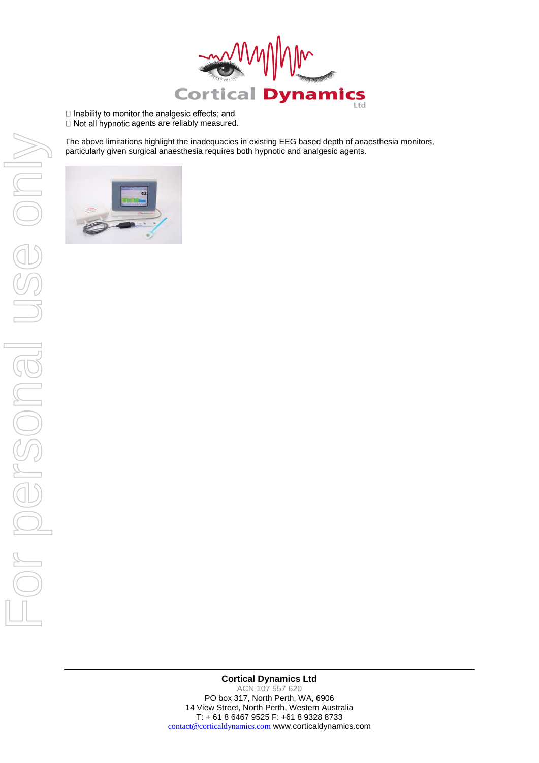- Inability to monitor the analgesic effects; and
- Not all hypnotic agents are reliably measured.

The above limitations highlight the inadequacies in existing EEG based depth of anaesthesia monitors, particularly given surgical anaesthesia requires both hypnotic and analgesic agents.

**Cortical Dynamics Ltd**
ACN 107 557 620
PO box 317, North Perth, WA, 6906
14 View Street, North Perth, Western Australia
T: + 61 8 6467 9525 F: +61 8 9328 8733
contact@corticaldynamics.com www.corticaldynamics.com